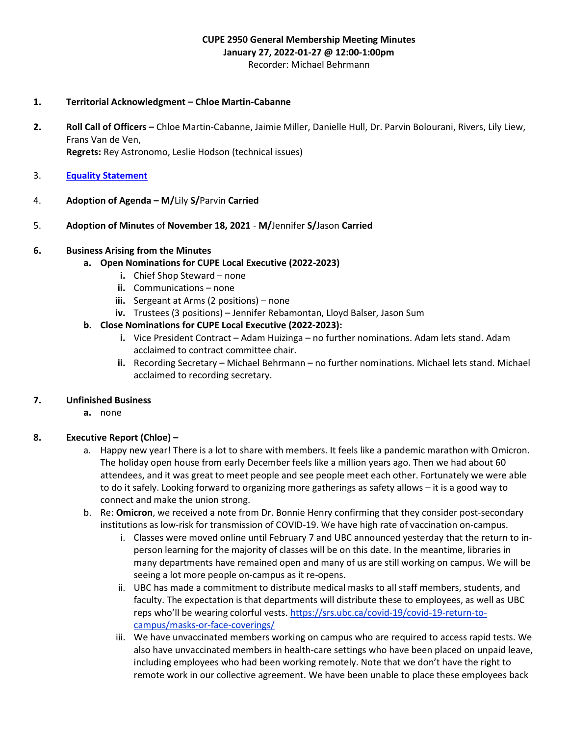**CUPE 2950 General Membership Meeting Minutes**
**January 27, 2022-01-27 @ 12:00-1:00pm**
Recorder: Michael Behrmann

1. **Territorial Acknowledgment – Chloe Martin-Cabanne**

2. **Roll Call of Officers –** Chloe Martin-Cabanne, Jaimie Miller, Danielle Hull, Dr. Parvin Bolourani, Rivers, Lily Liew, Frans Van de Ven,
   **Regrets:** Rey Astronomo, Leslie Hodson (technical issues)

3. [**Equality Statement**]()

4. **Adoption of Agenda – M/**Lily **S/**Parvin **Carried**

5. **Adoption of Minutes** of **November 18, 2021** - **M/**Jennifer **S/**Jason **Carried**

6. **Business Arising from the Minutes**
   a. **Open Nominations for CUPE Local Executive (2022-2023)**
      i. Chief Shop Steward – none
      ii. Communications – none
      iii. Sergeant at Arms (2 positions) – none
      iv. Trustees (3 positions) – Jennifer Rebamontan, Lloyd Balser, Jason Sum
   b. **Close Nominations for CUPE Local Executive (2022-2023):**
      i. Vice President Contract – Adam Huizinga – no further nominations. Adam lets stand. Adam acclaimed to contract committee chair.
      ii. Recording Secretary – Michael Behrmann – no further nominations. Michael lets stand. Michael acclaimed to recording secretary.

7. **Unfinished Business**
   a. none

8. **Executive Report (Chloe) –**
   a. Happy new year! There is a lot to share with members. It feels like a pandemic marathon with Omicron. The holiday open house from early December feels like a million years ago. Then we had about 60 attendees, and it was great to meet people and see people meet each other. Fortunately we were able to do it safely. Looking forward to organizing more gatherings as safety allows – it is a good way to connect and make the union strong.
   b. Re: **Omicron**, we received a note from Dr. Bonnie Henry confirming that they consider post-secondary institutions as low-risk for transmission of COVID-19. We have high rate of vaccination on-campus.
      i. Classes were moved online until February 7 and UBC announced yesterday that the return to in-person learning for the majority of classes will be on this date. In the meantime, libraries in many departments have remained open and many of us are still working on campus. We will be seeing a lot more people on-campus as it re-opens.
      ii. UBC has made a commitment to distribute medical masks to all staff members, students, and faculty. The expectation is that departments will distribute these to employees, as well as UBC reps who'll be wearing colorful vests. [https://srs.ubc.ca/covid-19/covid-19-return-to-campus/masks-or-face-coverings/](https://srs.ubc.ca/covid-19/covid-19-return-to-campus/masks-or-face-coverings/)
      iii. We have unvaccinated members working on campus who are required to access rapid tests. We also have unvaccinated members in health-care settings who have been placed on unpaid leave, including employees who had been working remotely. Note that we don't have the right to remote work in our collective agreement. We have been unable to place these employees back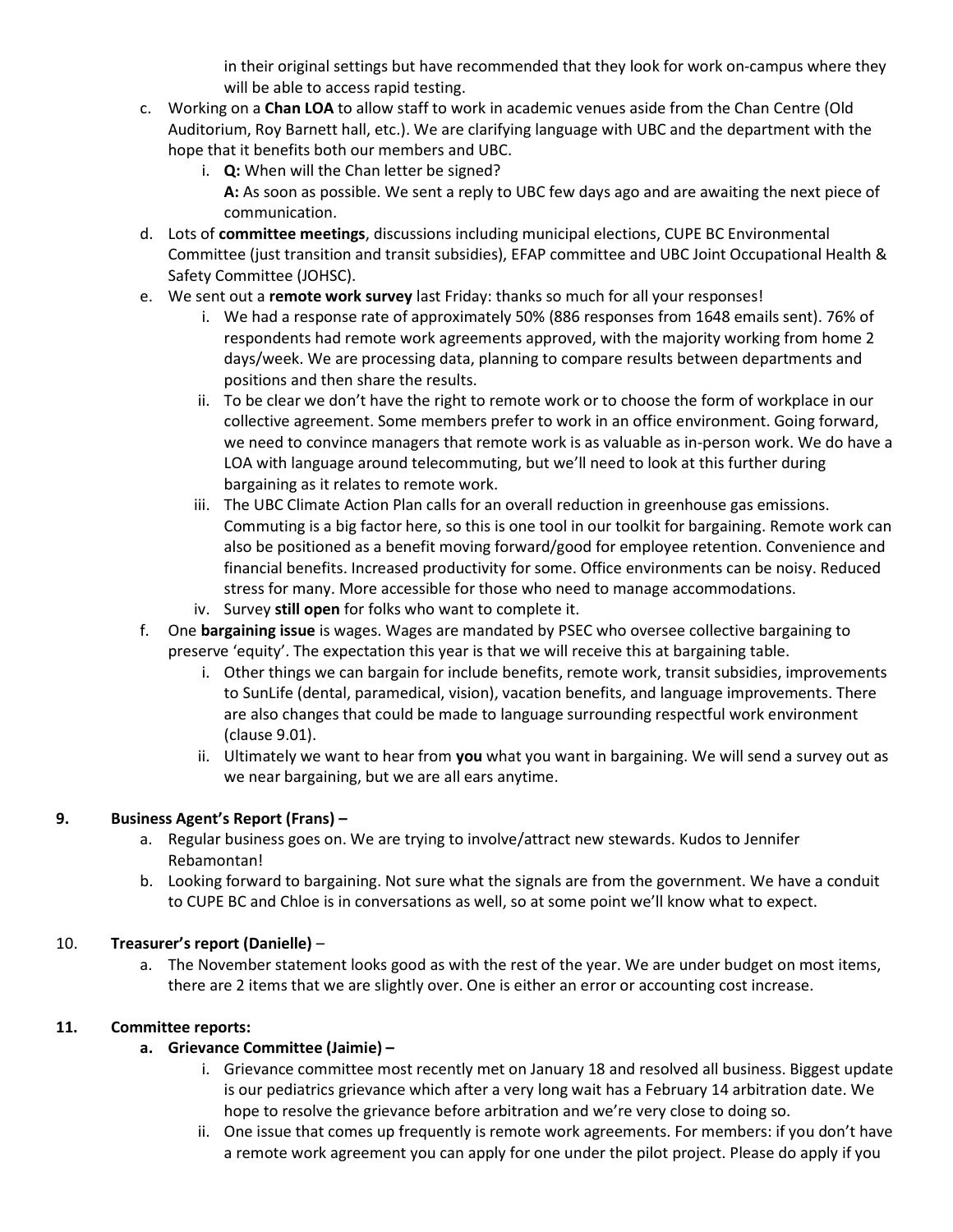in their original settings but have recommended that they look for work on-campus where they will be able to access rapid testing.

c. Working on a **Chan LOA** to allow staff to work in academic venues aside from the Chan Centre (Old Auditorium, Roy Barnett hall, etc.). We are clarifying language with UBC and the department with the hope that it benefits both our members and UBC.
   i. **Q:** When will the Chan letter be signed?
      **A:** As soon as possible. We sent a reply to UBC few days ago and are awaiting the next piece of communication.

d. Lots of **committee meetings**, discussions including municipal elections, CUPE BC Environmental Committee (just transition and transit subsidies), EFAP committee and UBC Joint Occupational Health & Safety Committee (JOHSC).

e. We sent out a **remote work survey** last Friday: thanks so much for all your responses!
   i. We had a response rate of approximately 50% (886 responses from 1648 emails sent). 76% of respondents had remote work agreements approved, with the majority working from home 2 days/week. We are processing data, planning to compare results between departments and positions and then share the results.
   ii. To be clear we don't have the right to remote work or to choose the form of workplace in our collective agreement. Some members prefer to work in an office environment. Going forward, we need to convince managers that remote work is as valuable as in-person work. We do have a LOA with language around telecommuting, but we'll need to look at this further during bargaining as it relates to remote work.
   iii. The UBC Climate Action Plan calls for an overall reduction in greenhouse gas emissions. Commuting is a big factor here, so this is one tool in our toolkit for bargaining. Remote work can also be positioned as a benefit moving forward/good for employee retention. Convenience and financial benefits. Increased productivity for some. Office environments can be noisy. Reduced stress for many. More accessible for those who need to manage accommodations.
   iv. Survey **still open** for folks who want to complete it.

f. One **bargaining issue** is wages. Wages are mandated by PSEC who oversee collective bargaining to preserve 'equity'. The expectation this year is that we will receive this at bargaining table.
   i. Other things we can bargain for include benefits, remote work, transit subsidies, improvements to SunLife (dental, paramedical, vision), vacation benefits, and language improvements. There are also changes that could be made to language surrounding respectful work environment (clause 9.01).
   ii. Ultimately we want to hear from **you** what you want in bargaining. We will send a survey out as we near bargaining, but we are all ears anytime.

**9. Business Agent's Report (Frans) –**

a. Regular business goes on. We are trying to involve/attract new stewards. Kudos to Jennifer Rebamontan!

b. Looking forward to bargaining. Not sure what the signals are from the government. We have a conduit to CUPE BC and Chloe is in conversations as well, so at some point we'll know what to expect.

10. **Treasurer's report (Danielle)** –

a. The November statement looks good as with the rest of the year. We are under budget on most items, there are 2 items that we are slightly over. One is either an error or accounting cost increase.

**11. Committee reports:**

**a. Grievance Committee (Jaimie) –**
   i. Grievance committee most recently met on January 18 and resolved all business. Biggest update is our pediatrics grievance which after a very long wait has a February 14 arbitration date. We hope to resolve the grievance before arbitration and we're very close to doing so.
   ii. One issue that comes up frequently is remote work agreements. For members: if you don't have a remote work agreement you can apply for one under the pilot project. Please do apply if you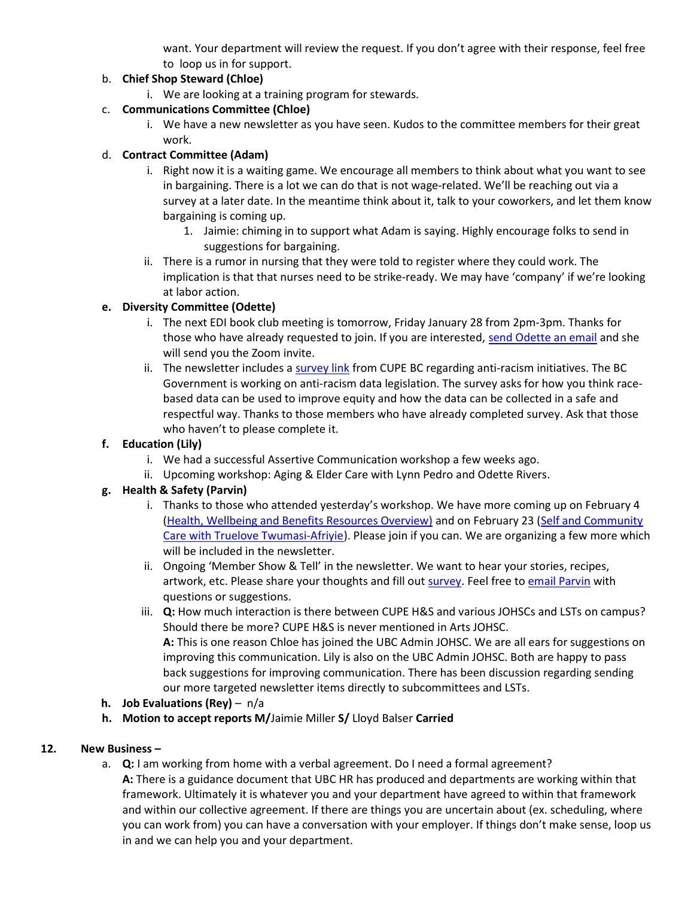want. Your department will review the request. If you don't agree with their response, feel free to loop us in for support.

b. **Chief Shop Steward (Chloe)**
   i. We are looking at a training program for stewards.

c. **Communications Committee (Chloe)**
   i. We have a new newsletter as you have seen. Kudos to the committee members for their great work.

d. **Contract Committee (Adam)**
   i. Right now it is a waiting game. We encourage all members to think about what you want to see in bargaining. There is a lot we can do that is not wage-related. We'll be reaching out via a survey at a later date. In the meantime think about it, talk to your coworkers, and let them know bargaining is coming up.
      1. Jaimie: chiming in to support what Adam is saying. Highly encourage folks to send in suggestions for bargaining.

   ii. There is a rumor in nursing that they were told to register where they could work. The implication is that that nurses need to be strike-ready. We may have 'company' if we're looking at labor action.

e. **Diversity Committee (Odette)**
   i. The next EDI book club meeting is tomorrow, Friday January 28 from 2pm-3pm. Thanks for those who have already requested to join. If you are interested, send Odette an email and she will send you the Zoom invite.
   ii. The newsletter includes a survey link from CUPE BC regarding anti-racism initiatives. The BC Government is working on anti-racism data legislation. The survey asks for how you think race-based data can be used to improve equity and how the data can be collected in a safe and respectful way. Thanks to those members who have already completed survey. Ask that those who haven't to please complete it.

f. **Education (Lily)**
   i. We had a successful Assertive Communication workshop a few weeks ago.
   ii. Upcoming workshop: Aging & Elder Care with Lynn Pedro and Odette Rivers.

g. **Health & Safety (Parvin)**
   i. Thanks to those who attended yesterday's workshop. We have more coming up on February 4 (Health, Wellbeing and Benefits Resources Overview) and on February 23 (Self and Community Care with Truelove Twumasi-Afriyie). Please join if you can. We are organizing a few more which will be included in the newsletter.
   ii. Ongoing 'Member Show & Tell' in the newsletter. We want to hear your stories, recipes, artwork, etc. Please share your thoughts and fill out survey. Feel free to email Parvin with questions or suggestions.
   iii. **Q:** How much interaction is there between CUPE H&S and various JOHSCs and LSTs on campus? Should there be more? CUPE H&S is never mentioned in Arts JOHSC.
   **A:** This is one reason Chloe has joined the UBC Admin JOHSC. We are all ears for suggestions on improving this communication. Lily is also on the UBC Admin JOHSC. Both are happy to pass back suggestions for improving communication. There has been discussion regarding sending our more targeted newsletter items directly to subcommittees and LSTs.

h. **Job Evaluations (Rey)** – n/a

h. **Motion to accept reports M/**Jaimie Miller **S/** Lloyd Balser **Carried**

## 12. New Business –

a. **Q:** I am working from home with a verbal agreement. Do I need a formal agreement?
**A:** There is a guidance document that UBC HR has produced and departments are working within that framework. Ultimately it is whatever you and your department have agreed to within that framework and within our collective agreement. If there are things you are uncertain about (ex. scheduling, where you can work from) you can have a conversation with your employer. If things don't make sense, loop us in and we can help you and your department.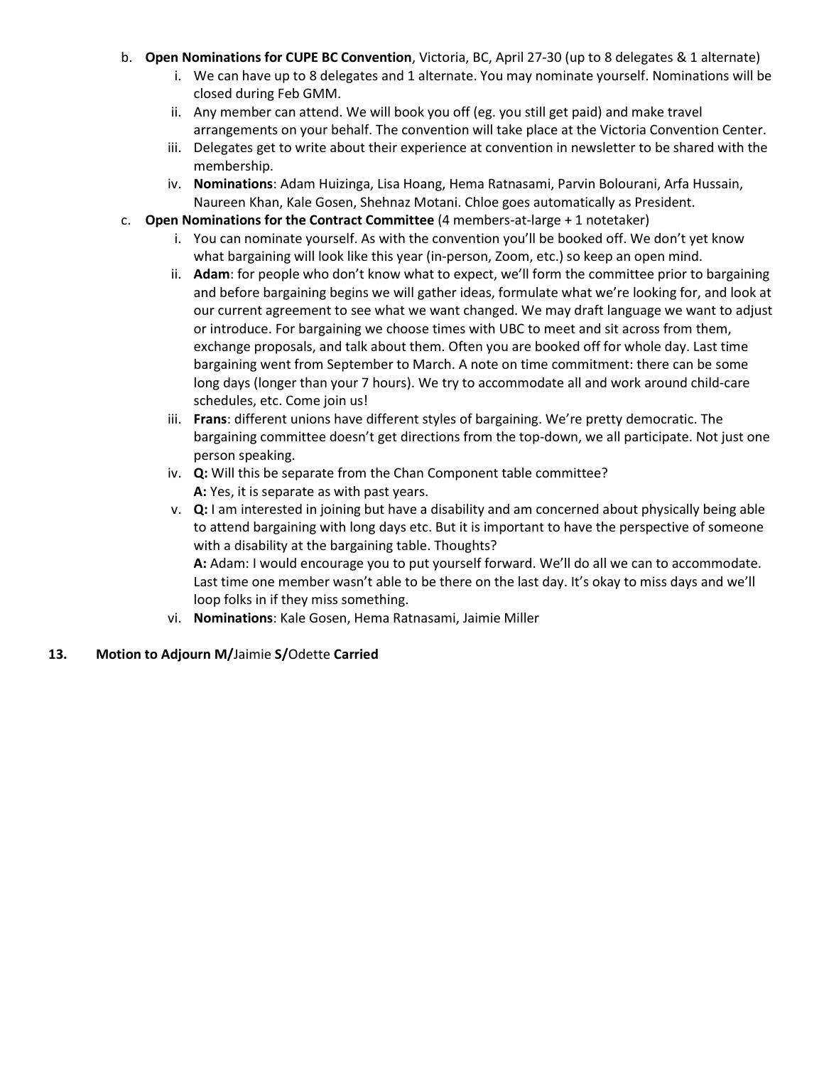b. **Open Nominations for CUPE BC Convention**, Victoria, BC, April 27-30 (up to 8 delegates & 1 alternate)
   i. We can have up to 8 delegates and 1 alternate. You may nominate yourself. Nominations will be closed during Feb GMM.
   ii. Any member can attend. We will book you off (eg. you still get paid) and make travel arrangements on your behalf. The convention will take place at the Victoria Convention Center.
   iii. Delegates get to write about their experience at convention in newsletter to be shared with the membership.
   iv. **Nominations**: Adam Huizinga, Lisa Hoang, Hema Ratnasami, Parvin Bolourani, Arfa Hussain, Naureen Khan, Kale Gosen, Shehnaz Motani. Chloe goes automatically as President.

c. **Open Nominations for the Contract Committee** (4 members-at-large + 1 notetaker)
   i. You can nominate yourself. As with the convention you'll be booked off. We don't yet know what bargaining will look like this year (in-person, Zoom, etc.) so keep an open mind.
   ii. **Adam**: for people who don't know what to expect, we'll form the committee prior to bargaining and before bargaining begins we will gather ideas, formulate what we're looking for, and look at our current agreement to see what we want changed. We may draft language we want to adjust or introduce. For bargaining we choose times with UBC to meet and sit across from them, exchange proposals, and talk about them. Often you are booked off for whole day. Last time bargaining went from September to March. A note on time commitment: there can be some long days (longer than your 7 hours). We try to accommodate all and work around child-care schedules, etc. Come join us!
   iii. **Frans**: different unions have different styles of bargaining. We're pretty democratic. The bargaining committee doesn't get directions from the top-down, we all participate. Not just one person speaking.
   iv. **Q:** Will this be separate from the Chan Component table committee?
   **A:** Yes, it is separate as with past years.
   v. **Q:** I am interested in joining but have a disability and am concerned about physically being able to attend bargaining with long days etc. But it is important to have the perspective of someone with a disability at the bargaining table. Thoughts?
   **A:** Adam: I would encourage you to put yourself forward. We'll do all we can to accommodate. Last time one member wasn't able to be there on the last day. It's okay to miss days and we'll loop folks in if they miss something.
   vi. **Nominations**: Kale Gosen, Hema Ratnasami, Jaimie Miller

**13. Motion to Adjourn M/**Jaimie **S/**Odette **Carried**